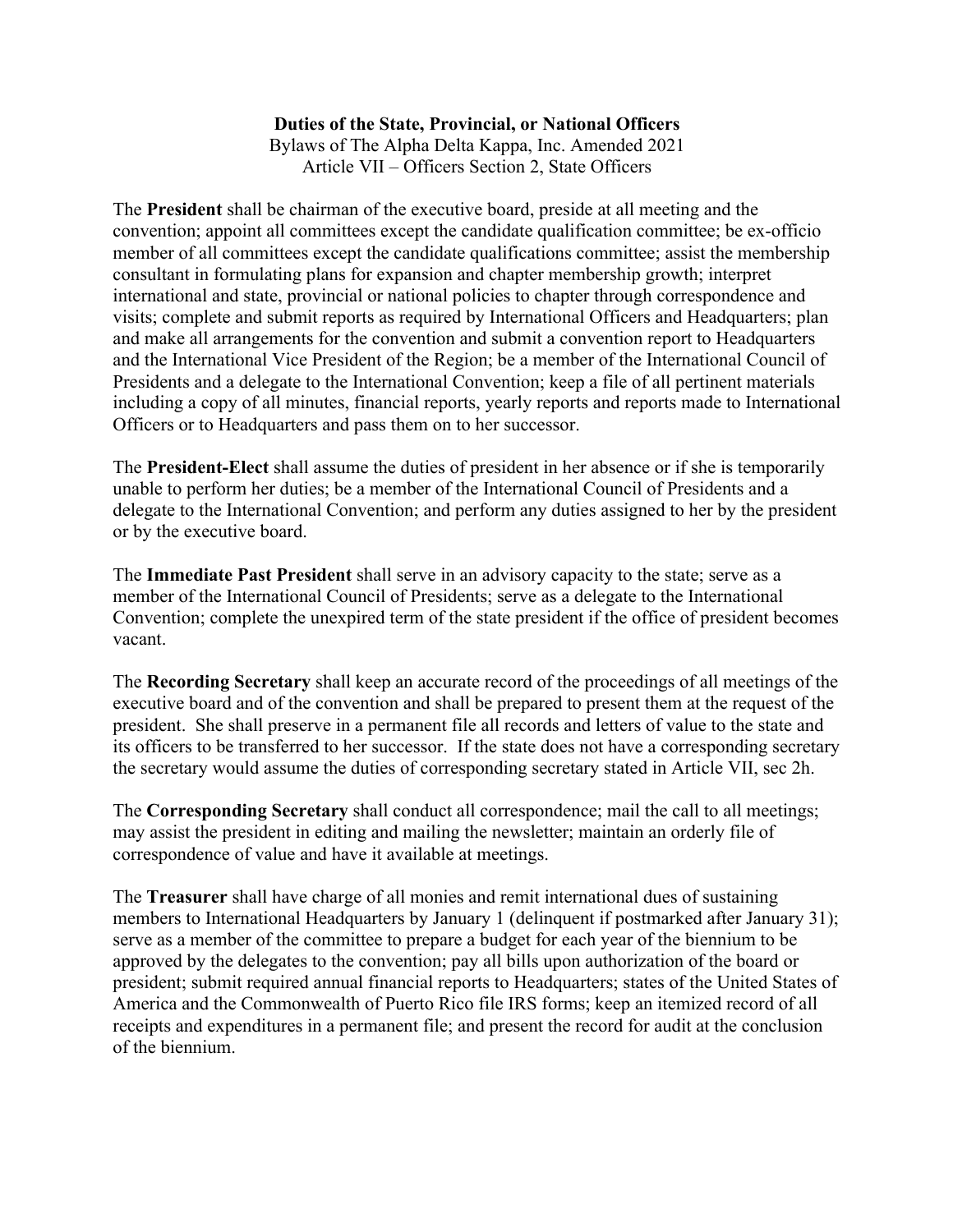**Duties of the State, Provincial, or National Officers**

Bylaws of The Alpha Delta Kappa, Inc. Amended 2021

Article VII – Officers Section 2, State Officers

The **President** shall be chairman of the executive board, preside at all meeting and the convention; appoint all committees except the candidate qualification committee; be ex-officio member of all committees except the candidate qualifications committee; assist the membership consultant in formulating plans for expansion and chapter membership growth; interpret international and state, provincial or national policies to chapter through correspondence and visits; complete and submit reports as required by International Officers and Headquarters; plan and make all arrangements for the convention and submit a convention report to Headquarters and the International Vice President of the Region; be a member of the International Council of Presidents and a delegate to the International Convention; keep a file of all pertinent materials including a copy of all minutes, financial reports, yearly reports and reports made to International Officers or to Headquarters and pass them on to her successor.

The **President-Elect** shall assume the duties of president in her absence or if she is temporarily unable to perform her duties; be a member of the International Council of Presidents and a delegate to the International Convention; and perform any duties assigned to her by the president or by the executive board.

The **Immediate Past President** shall serve in an advisory capacity to the state; serve as a member of the International Council of Presidents; serve as a delegate to the International Convention; complete the unexpired term of the state president if the office of president becomes vacant.

The **Recording Secretary** shall keep an accurate record of the proceedings of all meetings of the executive board and of the convention and shall be prepared to present them at the request of the president. She shall preserve in a permanent file all records and letters of value to the state and its officers to be transferred to her successor. If the state does not have a corresponding secretary the secretary would assume the duties of corresponding secretary stated in Article VII, sec 2h.

The **Corresponding Secretary** shall conduct all correspondence; mail the call to all meetings; may assist the president in editing and mailing the newsletter; maintain an orderly file of correspondence of value and have it available at meetings.

The **Treasurer** shall have charge of all monies and remit international dues of sustaining members to International Headquarters by January 1 (delinquent if postmarked after January 31); serve as a member of the committee to prepare a budget for each year of the biennium to be approved by the delegates to the convention; pay all bills upon authorization of the board or president; submit required annual financial reports to Headquarters; states of the United States of America and the Commonwealth of Puerto Rico file IRS forms; keep an itemized record of all receipts and expenditures in a permanent file; and present the record for audit at the conclusion of the biennium.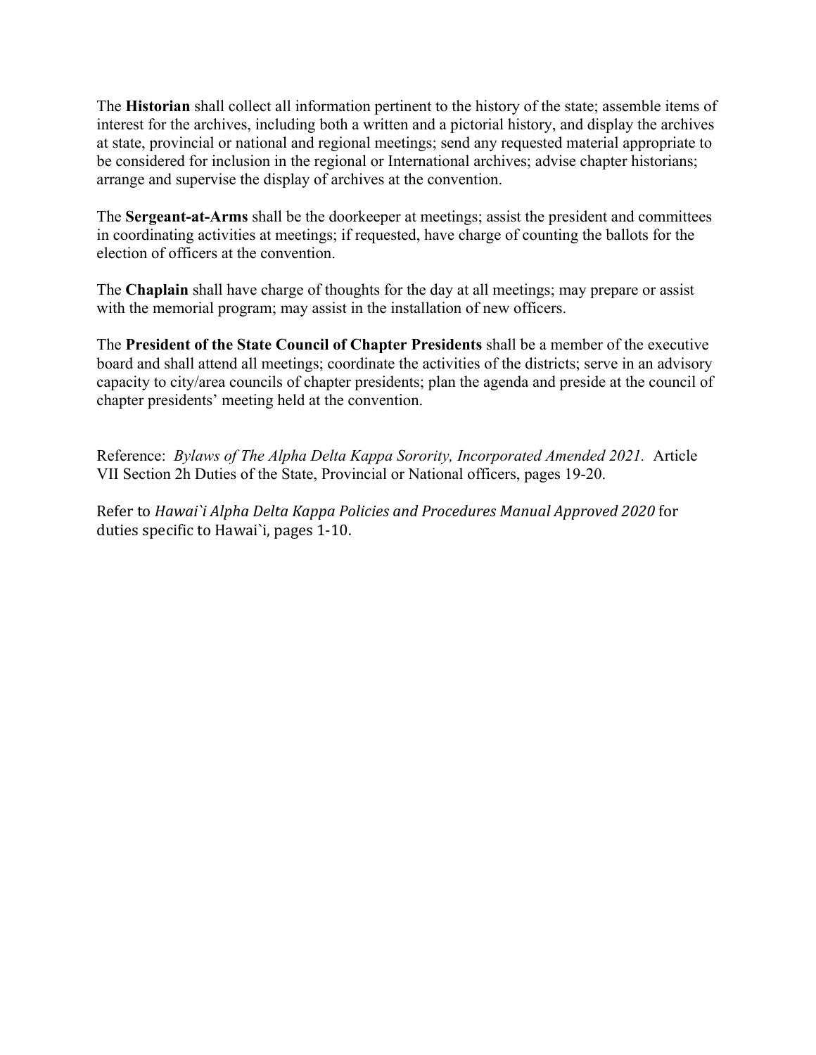The **Historian** shall collect all information pertinent to the history of the state; assemble items of interest for the archives, including both a written and a pictorial history, and display the archives at state, provincial or national and regional meetings; send any requested material appropriate to be considered for inclusion in the regional or International archives; advise chapter historians; arrange and supervise the display of archives at the convention.

The **Sergeant-at-Arms** shall be the doorkeeper at meetings; assist the president and committees in coordinating activities at meetings; if requested, have charge of counting the ballots for the election of officers at the convention.

The **Chaplain** shall have charge of thoughts for the day at all meetings; may prepare or assist with the memorial program; may assist in the installation of new officers.

The **President of the State Council of Chapter Presidents** shall be a member of the executive board and shall attend all meetings; coordinate the activities of the districts; serve in an advisory capacity to city/area councils of chapter presidents; plan the agenda and preside at the council of chapter presidents' meeting held at the convention.

Reference: *Bylaws of The Alpha Delta Kappa Sorority, Incorporated Amended 2021.* Article VII Section 2h Duties of the State, Provincial or National officers, pages 19-20.

Refer to *Hawai`i Alpha Delta Kappa Policies and Procedures Manual Approved 2020* for duties specific to Hawai`i, pages 1-10.